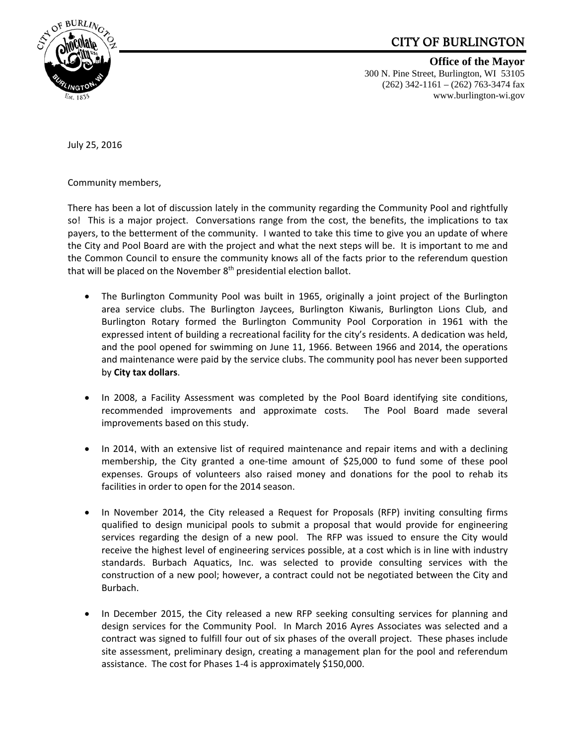# CITY OF BURLINGTON

**Office of the Mayor**
300 N. Pine Street, Burlington, WI 53105
(262) 342-1161 – (262) 763-3474 fax
www.burlington-wi.gov

July 25, 2016

Community members,

There has been a lot of discussion lately in the community regarding the Community Pool and rightfully so! This is a major project. Conversations range from the cost, the benefits, the implications to tax payers, to the betterment of the community. I wanted to take this time to give you an update of where the City and Pool Board are with the project and what the next steps will be. It is important to me and the Common Council to ensure the community knows all of the facts prior to the referendum question that will be placed on the November 8th presidential election ballot.

- The Burlington Community Pool was built in 1965, originally a joint project of the Burlington area service clubs. The Burlington Jaycees, Burlington Kiwanis, Burlington Lions Club, and Burlington Rotary formed the Burlington Community Pool Corporation in 1961 with the expressed intent of building a recreational facility for the city's residents. A dedication was held, and the pool opened for swimming on June 11, 1966. Between 1966 and 2014, the operations and maintenance were paid by the service clubs. The community pool has never been supported by **City tax dollars**.

- In 2008, a Facility Assessment was completed by the Pool Board identifying site conditions, recommended improvements and approximate costs. The Pool Board made several improvements based on this study.

- In 2014, with an extensive list of required maintenance and repair items and with a declining membership, the City granted a one-time amount of $25,000 to fund some of these pool expenses. Groups of volunteers also raised money and donations for the pool to rehab its facilities in order to open for the 2014 season.

- In November 2014, the City released a Request for Proposals (RFP) inviting consulting firms qualified to design municipal pools to submit a proposal that would provide for engineering services regarding the design of a new pool. The RFP was issued to ensure the City would receive the highest level of engineering services possible, at a cost which is in line with industry standards. Burbach Aquatics, Inc. was selected to provide consulting services with the construction of a new pool; however, a contract could not be negotiated between the City and Burbach.

- In December 2015, the City released a new RFP seeking consulting services for planning and design services for the Community Pool. In March 2016 Ayres Associates was selected and a contract was signed to fulfill four out of six phases of the overall project. These phases include site assessment, preliminary design, creating a management plan for the pool and referendum assistance. The cost for Phases 1-4 is approximately $150,000.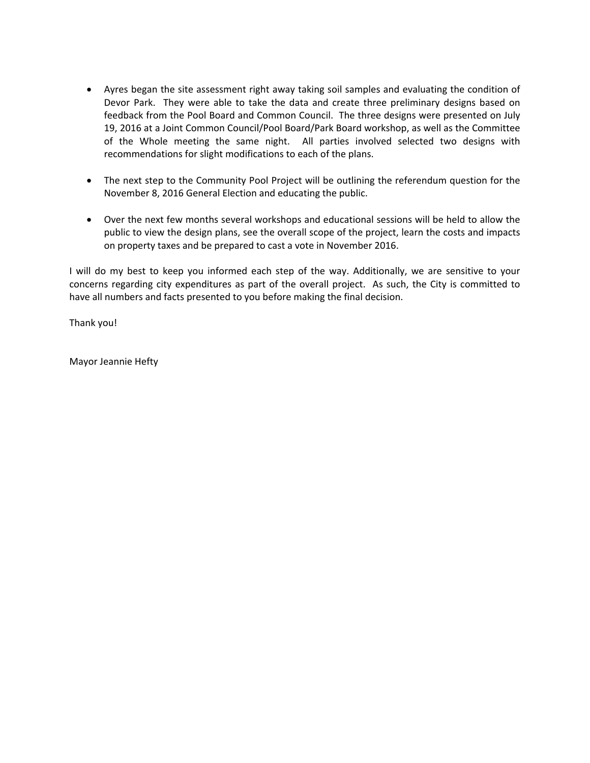- Ayres began the site assessment right away taking soil samples and evaluating the condition of Devor Park. They were able to take the data and create three preliminary designs based on feedback from the Pool Board and Common Council. The three designs were presented on July 19, 2016 at a Joint Common Council/Pool Board/Park Board workshop, as well as the Committee of the Whole meeting the same night. All parties involved selected two designs with recommendations for slight modifications to each of the plans.

- The next step to the Community Pool Project will be outlining the referendum question for the November 8, 2016 General Election and educating the public.

- Over the next few months several workshops and educational sessions will be held to allow the public to view the design plans, see the overall scope of the project, learn the costs and impacts on property taxes and be prepared to cast a vote in November 2016.

I will do my best to keep you informed each step of the way. Additionally, we are sensitive to your concerns regarding city expenditures as part of the overall project. As such, the City is committed to have all numbers and facts presented to you before making the final decision.

Thank you!

Mayor Jeannie Hefty